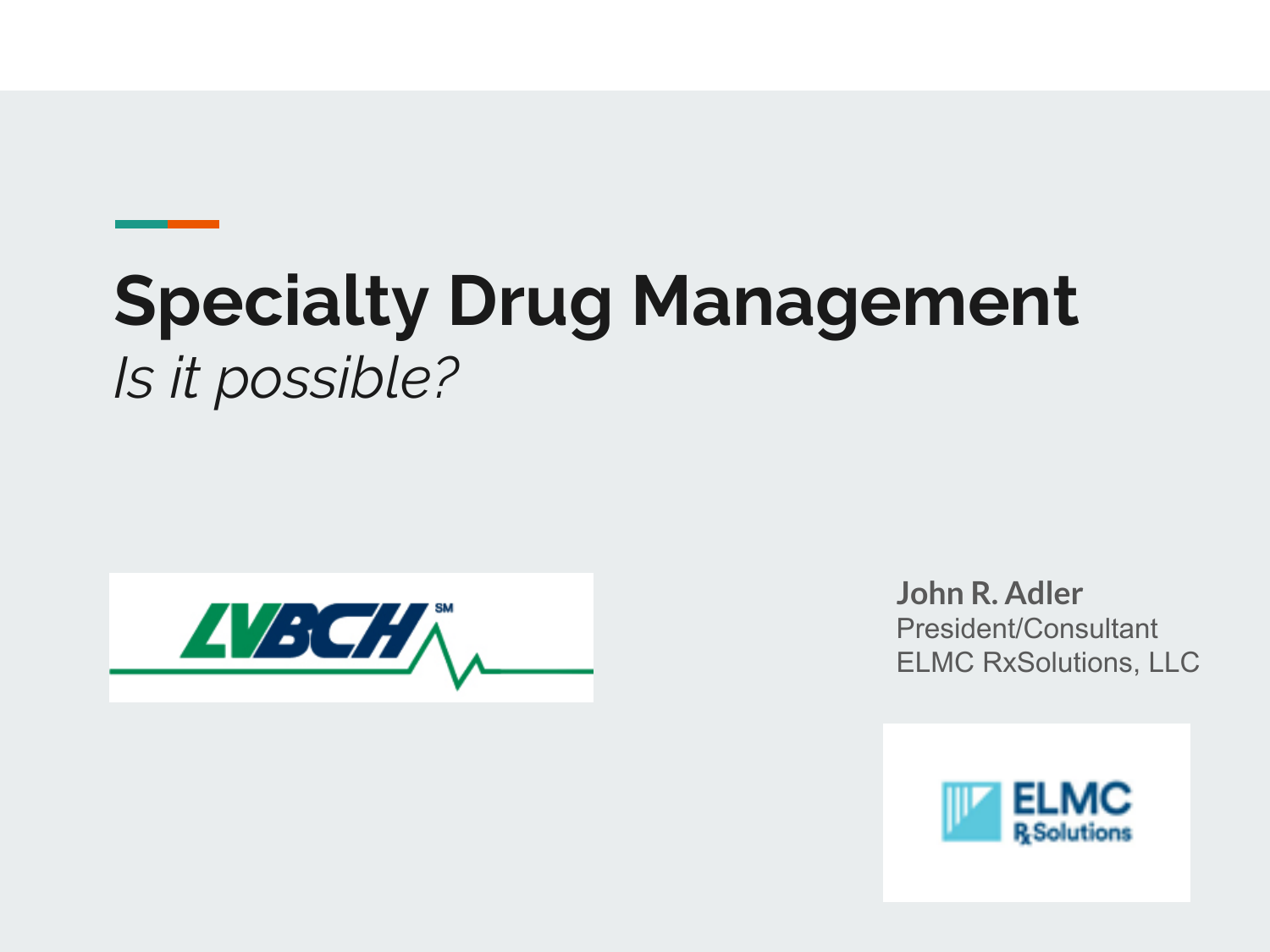# Specialty Drug Management

*Is it possible?*

LVBCH

**John R. Adler**
President/Consultant
ELMC RxSolutions, LLC

ELMC RxSolutions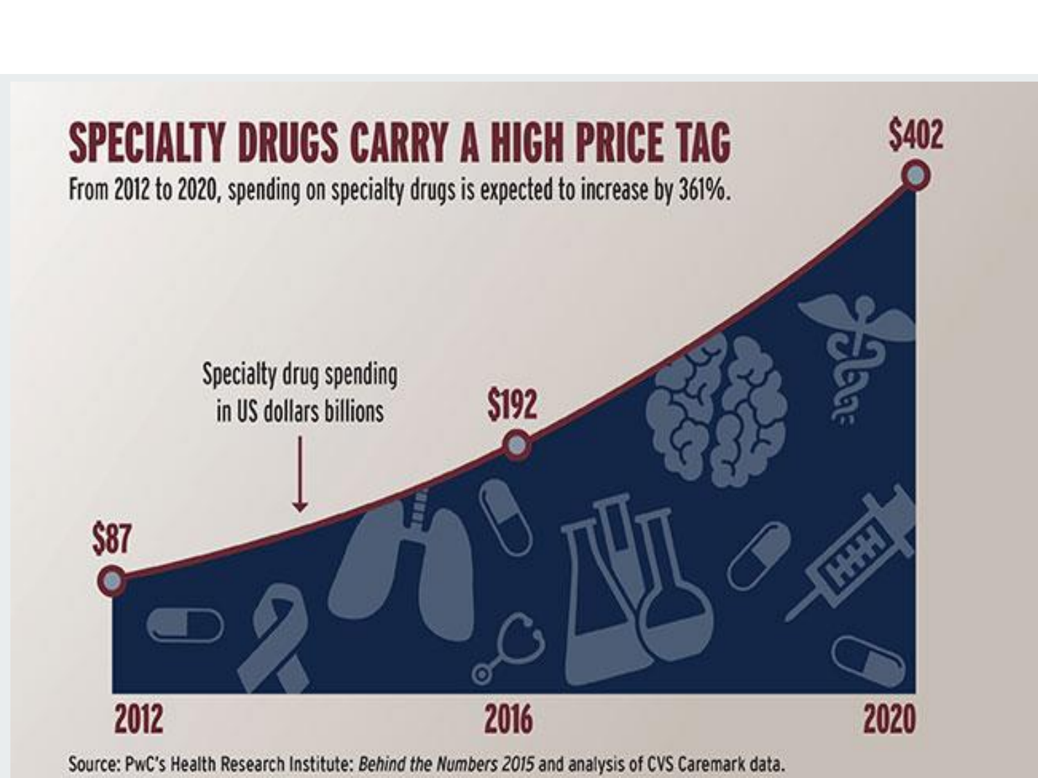# SPECIALTY DRUGS CARRY A HIGH PRICE TAG

From 2012 to 2020, spending on specialty drugs is expected to increase by 361%.

Specialty drug spending in US dollars billions

| Year | Spending |
|---|---|
| 2012 | $87 |
| 2016 | $192 |
| 2020 | $402 |

Source: PwC's Health Research Institute: *Behind the Numbers 2015* and analysis of CVS Caremark data.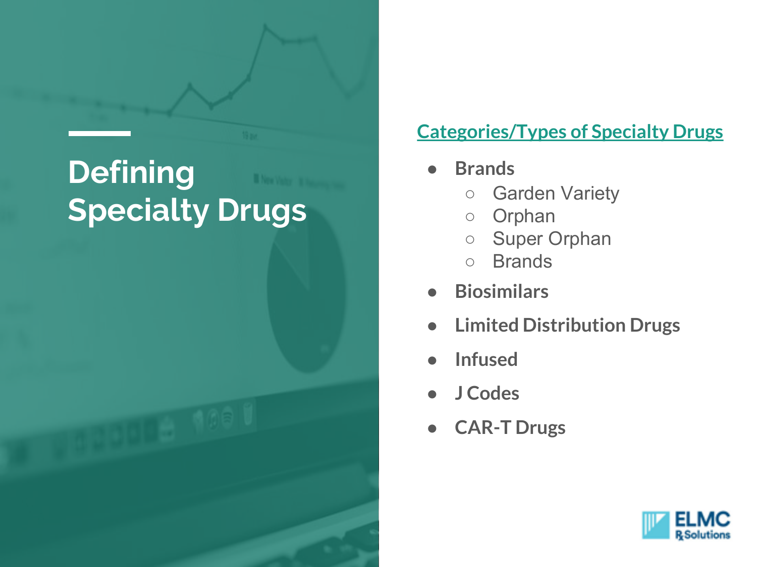# Defining Specialty Drugs

## Categories/Types of Specialty Drugs

- **Brands**
  - Garden Variety
  - Orphan
  - Super Orphan
  - Brands
- **Biosimilars**
- **Limited Distribution Drugs**
- **Infused**
- **J Codes**
- **CAR-T Drugs**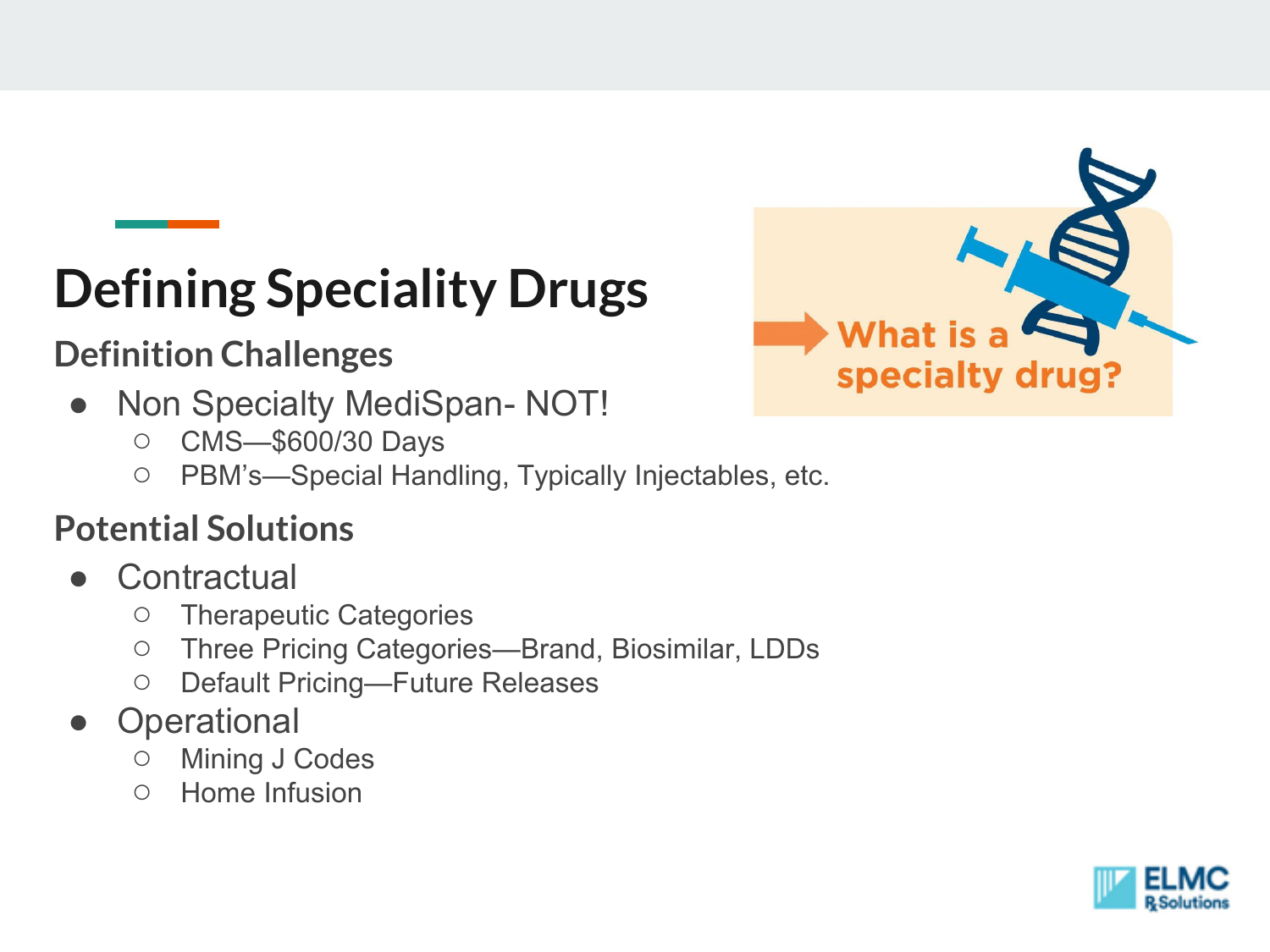# Defining Speciality Drugs

## Definition Challenges

- Non Specialty MediSpan- NOT!
  - CMS—$600/30 Days
  - PBM's—Special Handling, Typically Injectables, etc.

What is a specialty drug?

## Potential Solutions

- Contractual
  - Therapeutic Categories
  - Three Pricing Categories—Brand, Biosimilar, LDDs
  - Default Pricing—Future Releases
- Operational
  - Mining J Codes
  - Home Infusion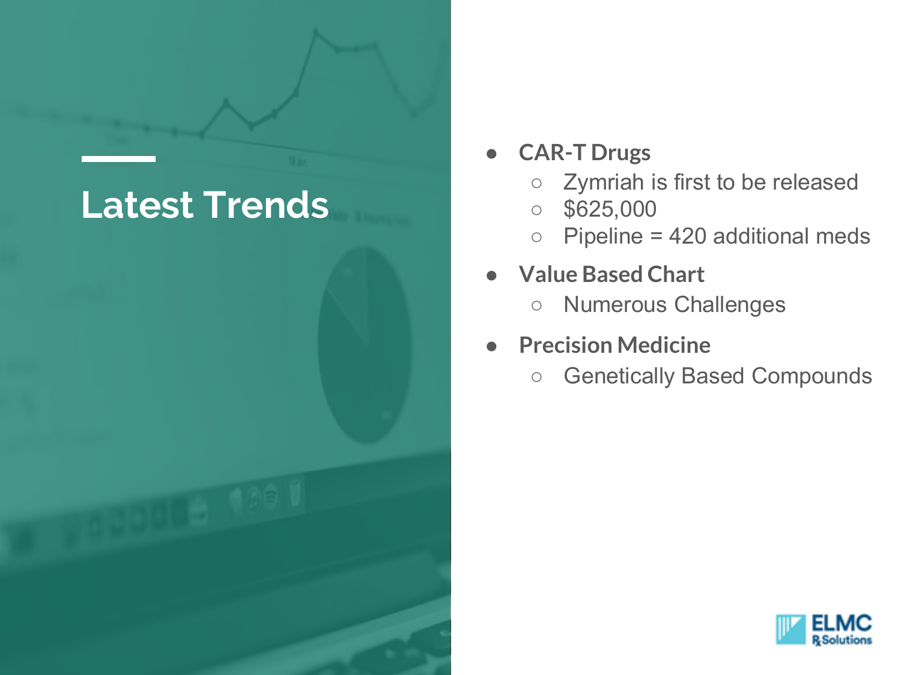# Latest Trends

- **CAR-T Drugs**
  - Zymriah is first to be released
  - $625,000
  - Pipeline = 420 additional meds
- **Value Based Chart**
  - Numerous Challenges
- **Precision Medicine**
  - Genetically Based Compounds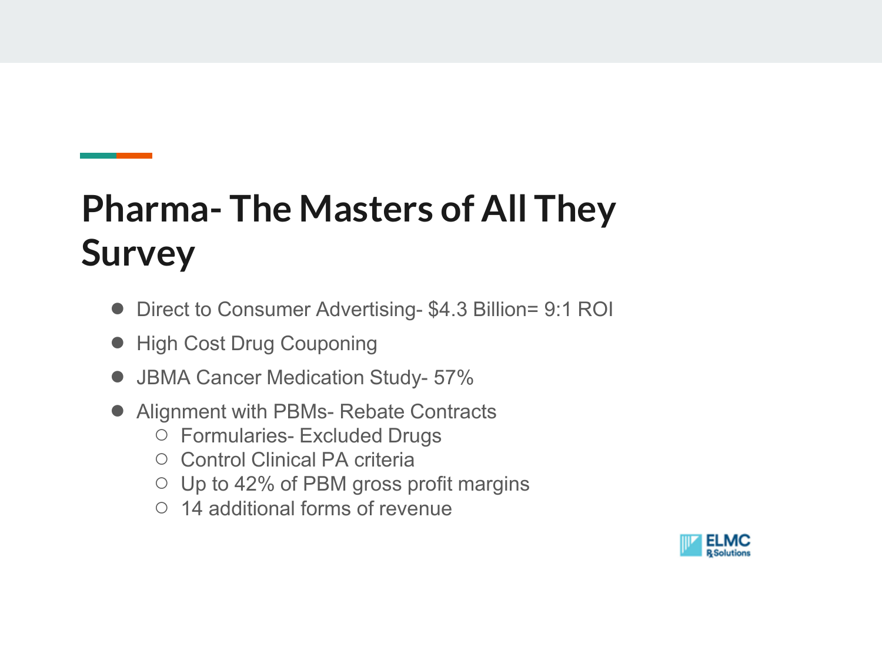# Pharma- The Masters of All They Survey

- Direct to Consumer Advertising- $4.3 Billion= 9:1 ROI
- High Cost Drug Couponing
- JBMA Cancer Medication Study- 57%
- Alignment with PBMs- Rebate Contracts
  - Formularies- Excluded Drugs
  - Control Clinical PA criteria
  - Up to 42% of PBM gross profit margins
  - 14 additional forms of revenue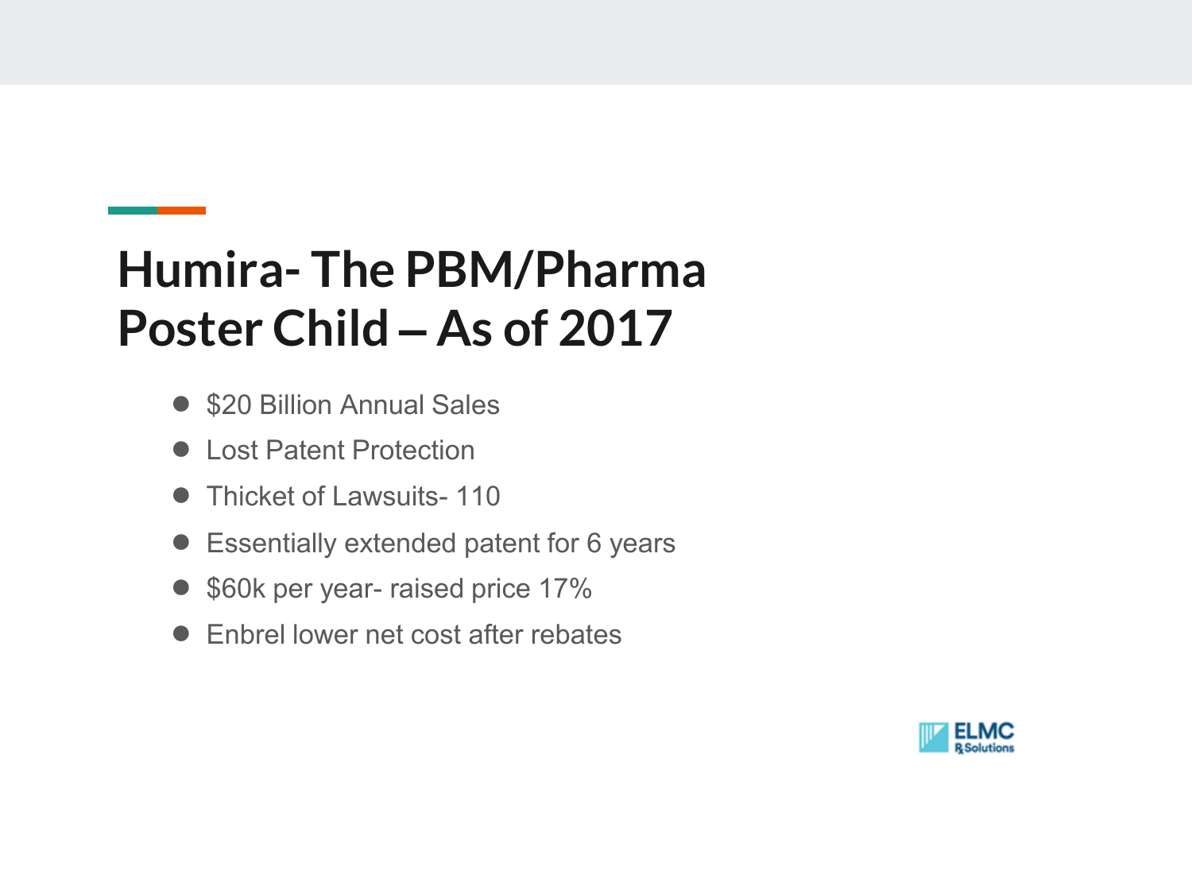# Humira- The PBM/Pharma Poster Child – As of 2017

- $20 Billion Annual Sales
- Lost Patent Protection
- Thicket of Lawsuits- 110
- Essentially extended patent for 6 years
- $60k per year- raised price 17%
- Enbrel lower net cost after rebates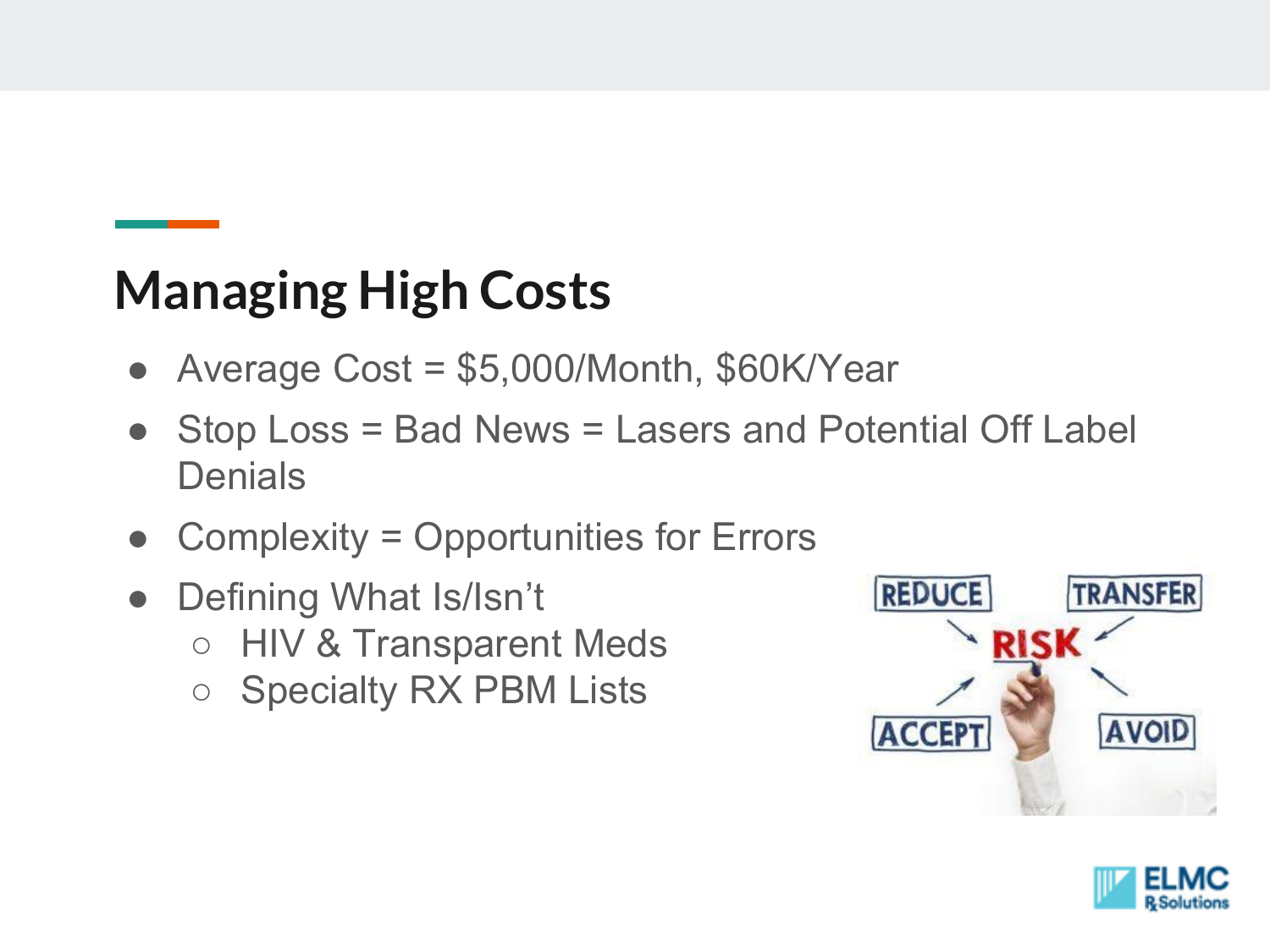## Managing High Costs

- Average Cost = $5,000/Month, $60K/Year
- Stop Loss = Bad News = Lasers and Potential Off Label Denials
- Complexity = Opportunities for Errors
- Defining What Is/Isn't
  - HIV & Transparent Meds
  - Specialty RX PBM Lists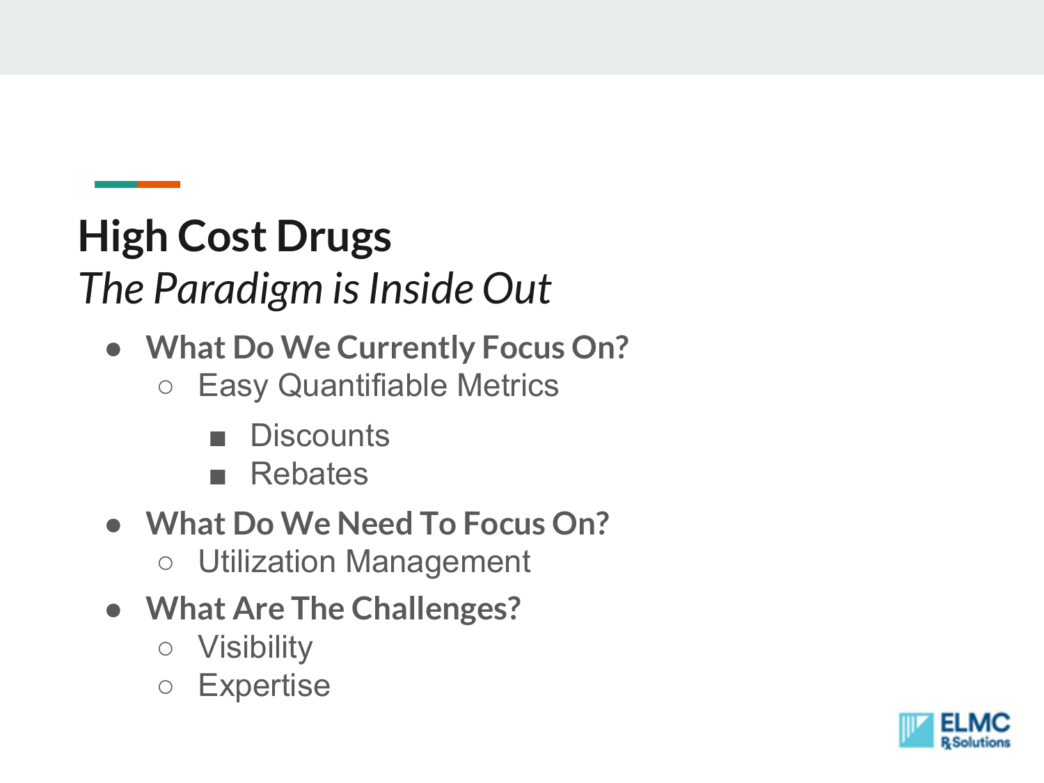# High Cost Drugs

*The Paradigm is Inside Out*

- **What Do We Currently Focus On?**
  - Easy Quantifiable Metrics
    - Discounts
    - Rebates
- **What Do We Need To Focus On?**
  - Utilization Management
- **What Are The Challenges?**
  - Visibility
  - Expertise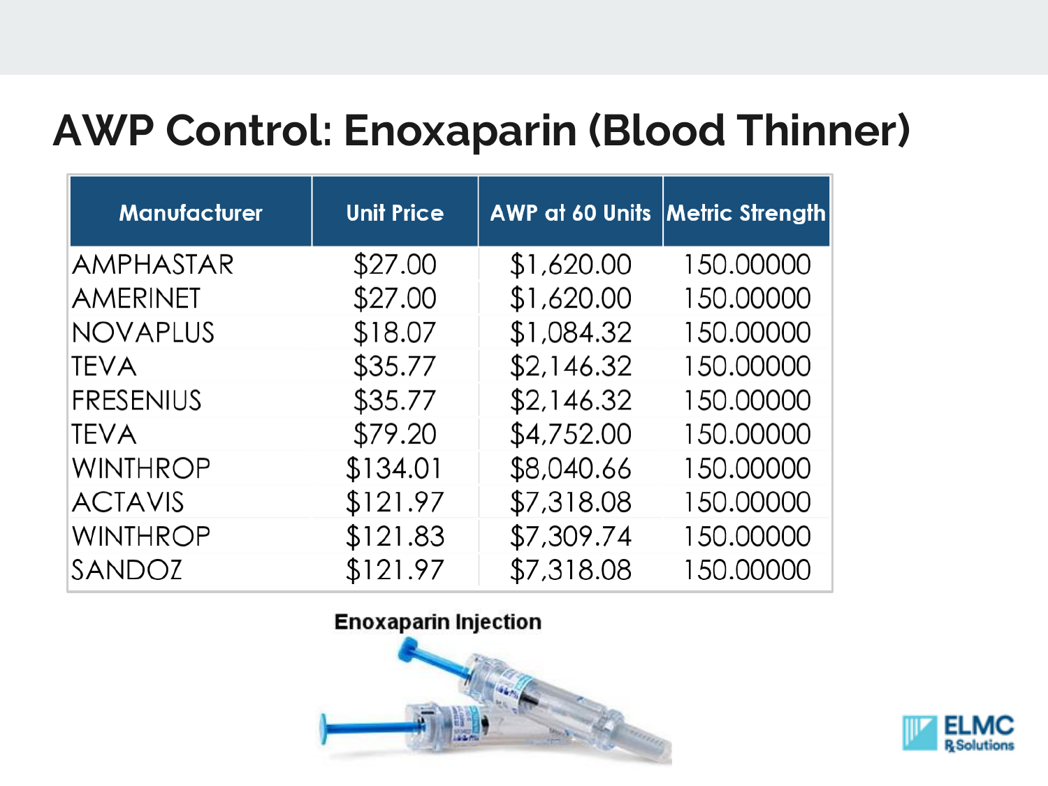# AWP Control: Enoxaparin (Blood Thinner)

| Manufacturer | Unit Price | AWP at 60 Units | Metric Strength |
|---|---|---|---|
| AMPHASTAR | $27.00 | $1,620.00 | 150.00000 |
| AMERINET | $27.00 | $1,620.00 | 150.00000 |
| NOVAPLUS | $18.07 | $1,084.32 | 150.00000 |
| TEVA | $35.77 | $2,146.32 | 150.00000 |
| FRESENIUS | $35.77 | $2,146.32 | 150.00000 |
| TEVA | $79.20 | $4,752.00 | 150.00000 |
| WINTHROP | $134.01 | $8,040.66 | 150.00000 |
| ACTAVIS | $121.97 | $7,318.08 | 150.00000 |
| WINTHROP | $121.83 | $7,309.74 | 150.00000 |
| SANDOZ | $121.97 | $7,318.08 | 150.00000 |

Enoxaparin Injection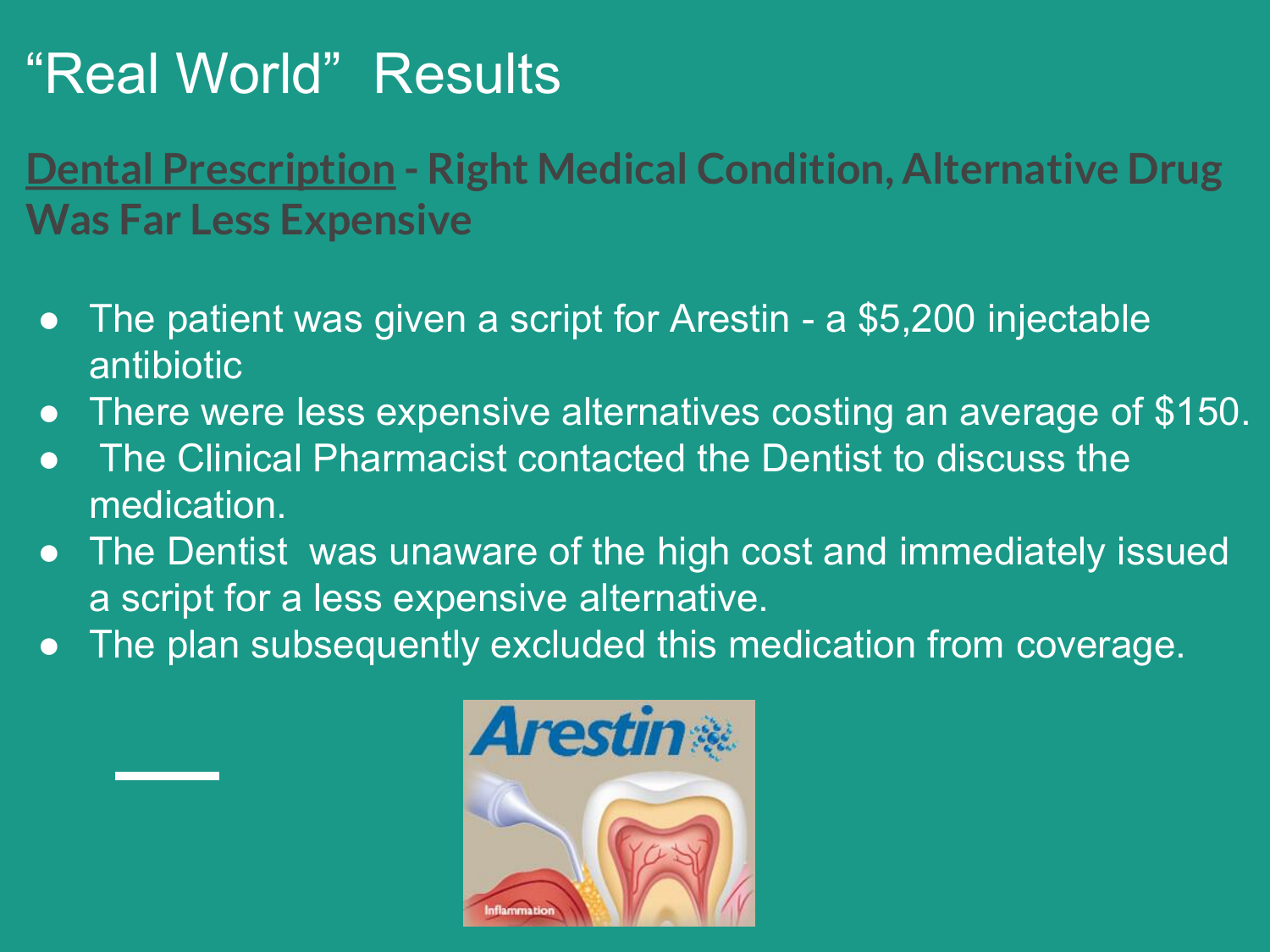# "Real World" Results

**Dental Prescription - Right Medical Condition, Alternative Drug Was Far Less Expensive**

- The patient was given a script for Arestin - a $5,200 injectable antibiotic
- There were less expensive alternatives costing an average of $150.
- The Clinical Pharmacist contacted the Dentist to discuss the medication.
- The Dentist was unaware of the high cost and immediately issued a script for a less expensive alternative.
- The plan subsequently excluded this medication from coverage.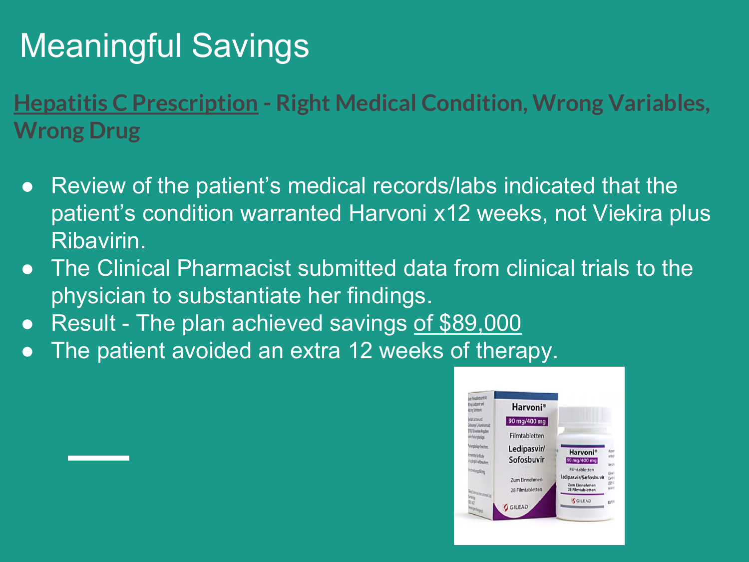# Meaningful Savings

**Hepatitis C Prescription - Right Medical Condition, Wrong Variables, Wrong Drug**

- Review of the patient's medical records/labs indicated that the patient's condition warranted Harvoni x12 weeks, not Viekira plus Ribavirin.
- The Clinical Pharmacist submitted data from clinical trials to the physician to substantiate her findings.
- Result - The plan achieved savings of $89,000
- The patient avoided an extra 12 weeks of therapy.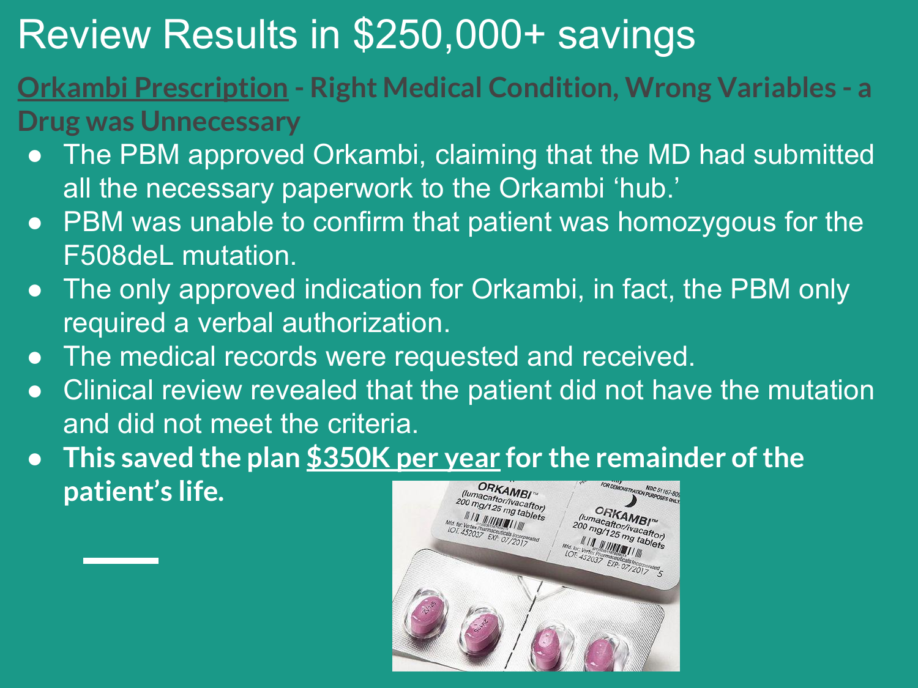# Review Results in $250,000+ savings

**Orkambi Prescription - Right Medical Condition, Wrong Variables - a Drug was Unnecessary**

- The PBM approved Orkambi, claiming that the MD had submitted all the necessary paperwork to the Orkambi 'hub.'
- PBM was unable to confirm that patient was homozygous for the F508deL mutation.
- The only approved indication for Orkambi, in fact, the PBM only required a verbal authorization.
- The medical records were requested and received.
- Clinical review revealed that the patient did not have the mutation and did not meet the criteria.
- **This saved the plan <u>$350K per year</u> for the remainder of the patient's life.**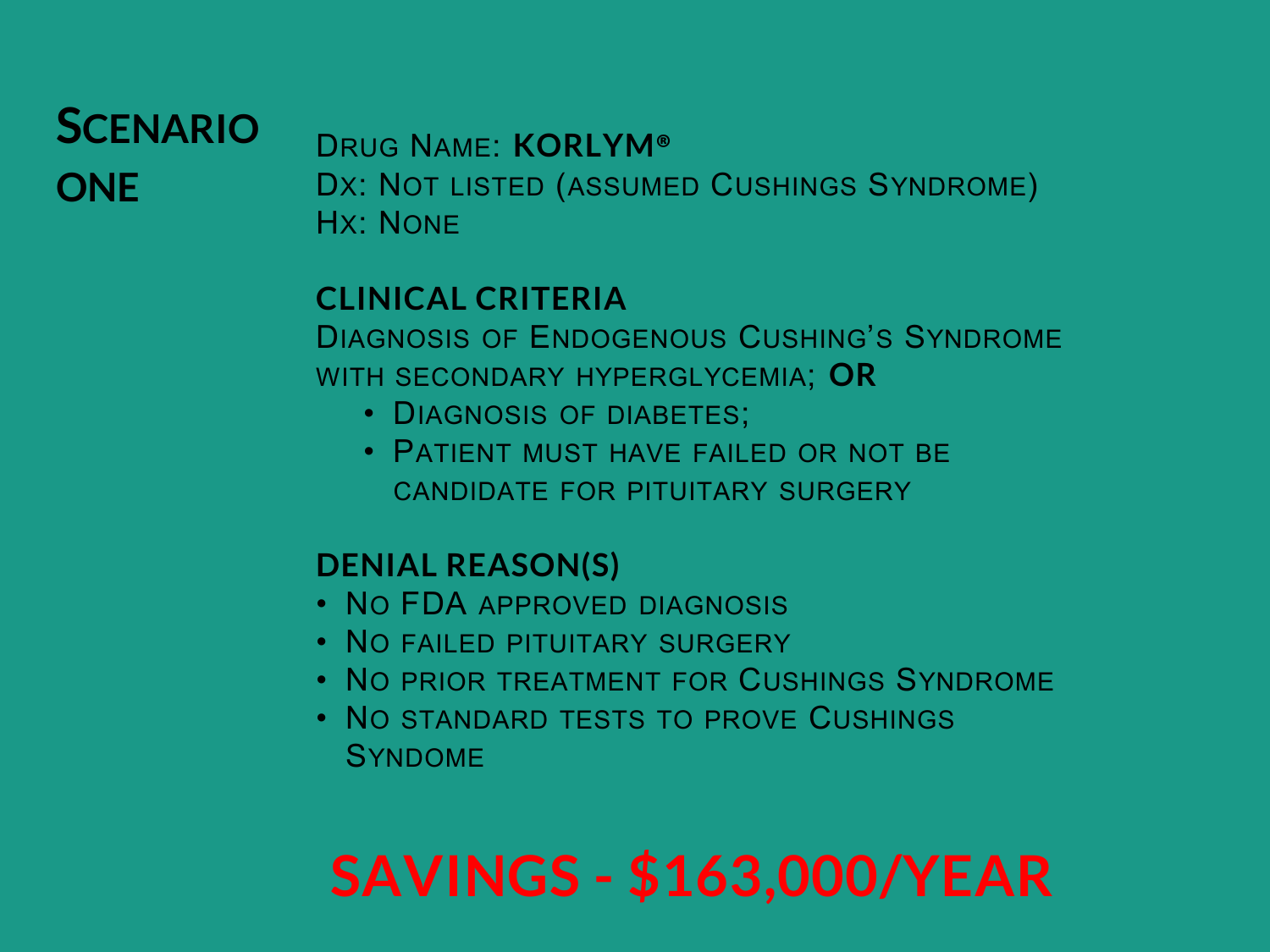# Scenario one

Drug Name: **KORLYM®**
Dx: Not listed (assumed Cushings Syndrome)
Hx: None

## CLINICAL CRITERIA

Diagnosis of Endogenous Cushing's Syndrome with secondary hyperglycemia; **OR**

- Diagnosis of diabetes;
- Patient must have failed or not be candidate for pituitary surgery

## DENIAL REASON(S)

- No FDA approved diagnosis
- No failed pituitary surgery
- No prior treatment for Cushings Syndrome
- No standard tests to prove Cushings Syndome

# SAVINGS - $163,000/YEAR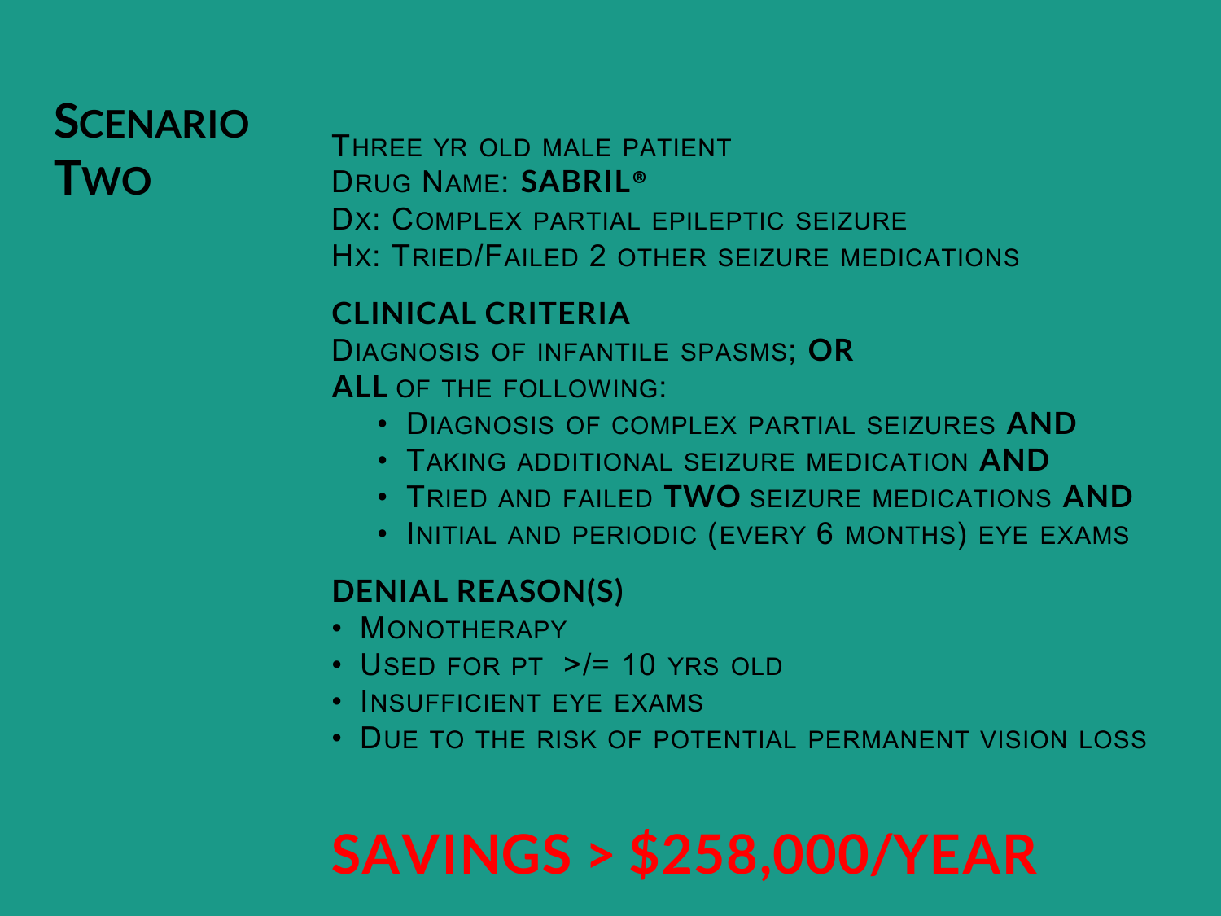# Scenario Two

Three yr old male patient
Drug Name: **SABRIL®**
Dx: Complex partial epileptic seizure
Hx: Tried/Failed 2 other seizure medications

## CLINICAL CRITERIA

Diagnosis of infantile spasms; **OR**
**ALL** of the following:

- Diagnosis of complex partial seizures **AND**
- Taking additional seizure medication **AND**
- Tried and failed **TWO** seizure medications **AND**
- Initial and periodic (every 6 months) eye exams

## DENIAL REASON(S)

- Monotherapy
- Used for pt >/= 10 yrs old
- Insufficient eye exams
- Due to the risk of potential permanent vision loss

**SAVINGS > $258,000/YEAR**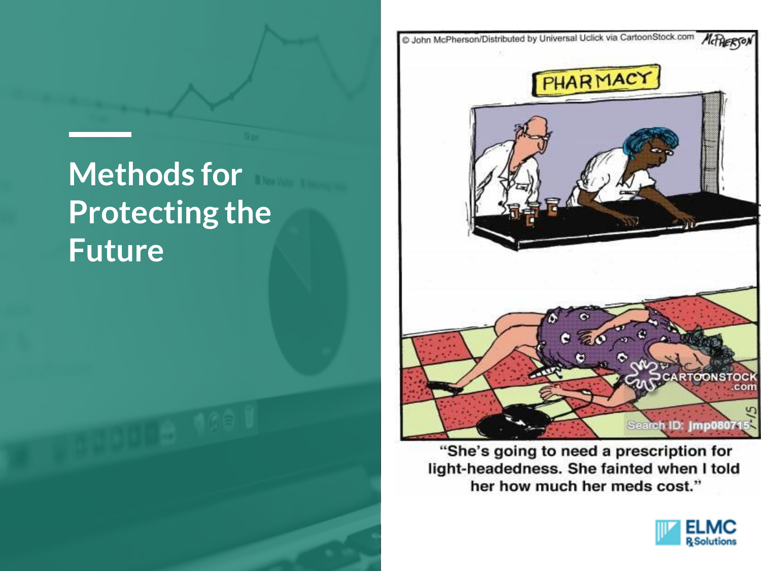# Methods for Protecting the Future

“She’s going to need a prescription for light-headedness. She fainted when I told her how much her meds cost.”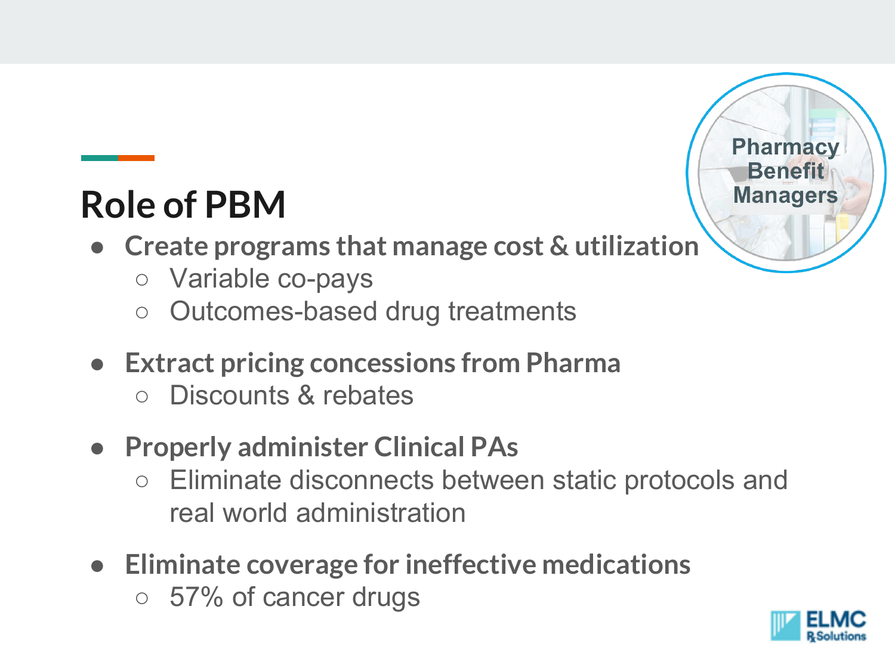# Role of PBM

Pharmacy Benefit Managers

- **Create programs that manage cost & utilization**
  - Variable co-pays
  - Outcomes-based drug treatments
- **Extract pricing concessions from Pharma**
  - Discounts & rebates
- **Properly administer Clinical PAs**
  - Eliminate disconnects between static protocols and real world administration
- **Eliminate coverage for ineffective medications**
  - 57% of cancer drugs

ELMC Rx Solutions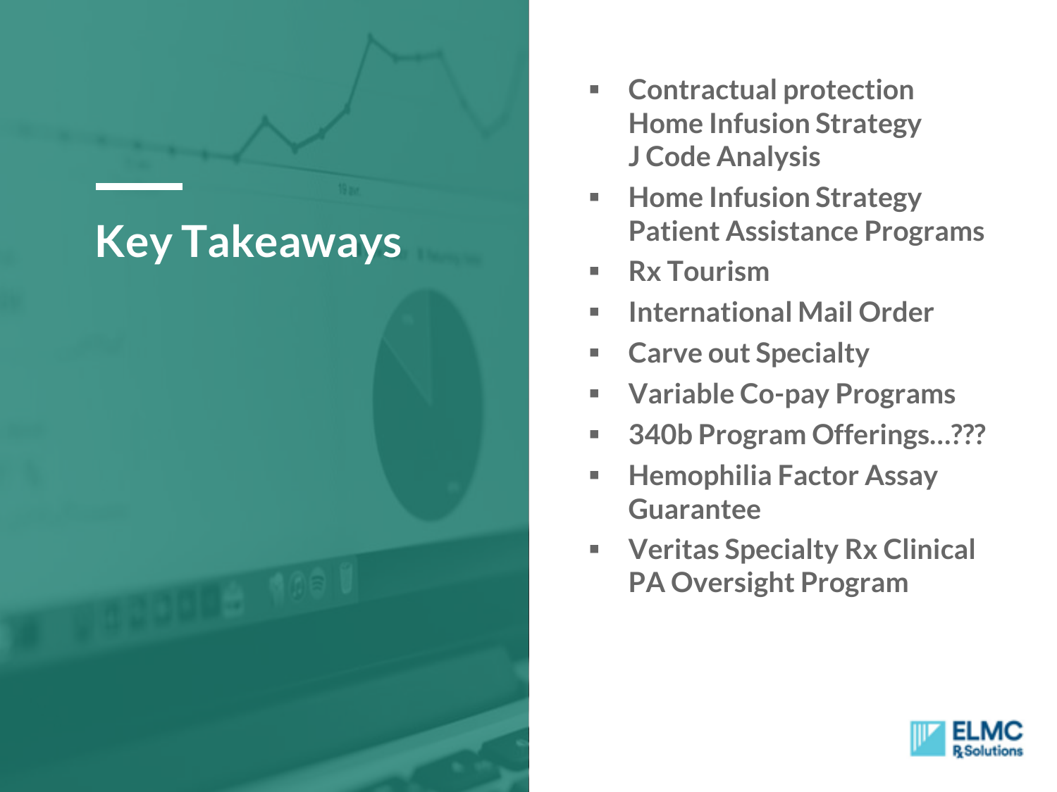# Key Takeaways

- Contractual protection
  Home Infusion Strategy
  J Code Analysis
- Home Infusion Strategy
  Patient Assistance Programs
- Rx Tourism
- International Mail Order
- Carve out Specialty
- Variable Co-pay Programs
- 340b Program Offerings…???
- Hemophilia Factor Assay Guarantee
- Veritas Specialty Rx Clinical PA Oversight Program

ELMC Rx Solutions